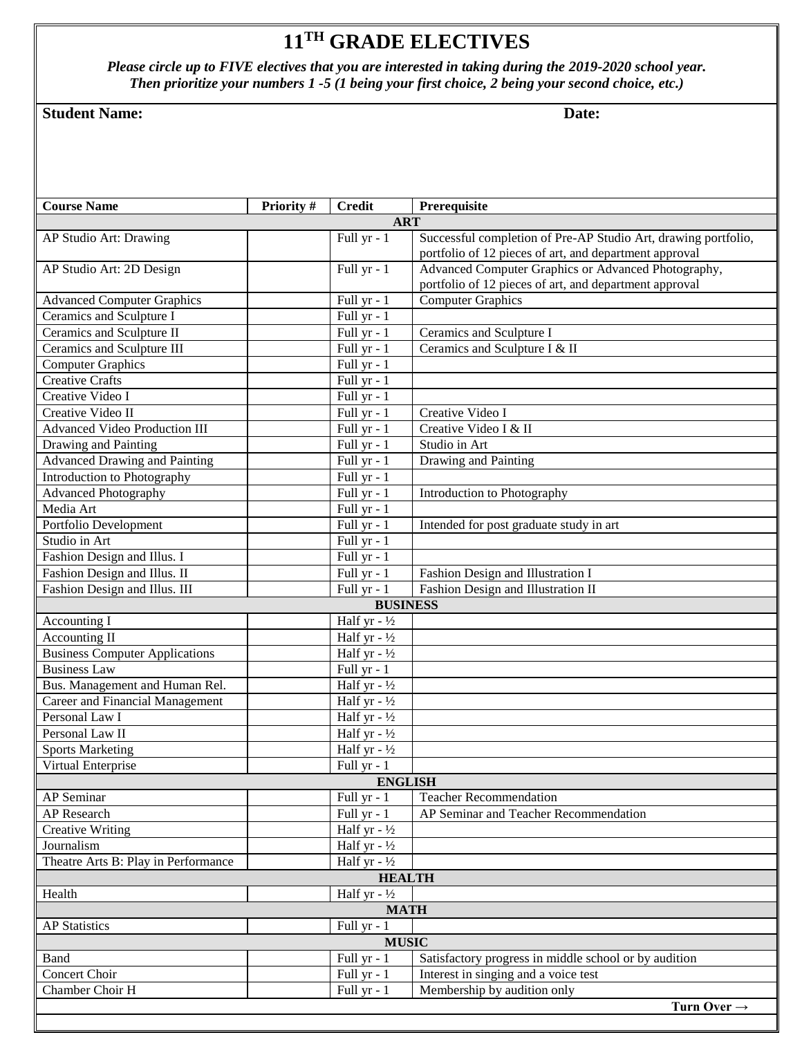# 11[TH] GRADE ELECTIVES

***Please circle up to FIVE electives that you are interested in taking during the 2019-2020 school year. Then prioritize your numbers 1 -5 (1 being your first choice, 2 being your second choice, etc.)***

**Student Name:** **Date:**

| Course Name | Priority # | Credit | Prerequisite |
|---|---|---|---|
| **ART** | | | |
| AP Studio Art: Drawing | | Full yr - 1 | Successful completion of Pre-AP Studio Art, drawing portfolio, portfolio of 12 pieces of art, and department approval |
| AP Studio Art: 2D Design | | Full yr - 1 | Advanced Computer Graphics or Advanced Photography, portfolio of 12 pieces of art, and department approval |
| Advanced Computer Graphics | | Full yr - 1 | Computer Graphics |
| Ceramics and Sculpture I | | Full yr - 1 | |
| Ceramics and Sculpture II | | Full yr - 1 | Ceramics and Sculpture I |
| Ceramics and Sculpture III | | Full yr - 1 | Ceramics and Sculpture I & II |
| Computer Graphics | | Full yr - 1 | |
| Creative Crafts | | Full yr - 1 | |
| Creative Video I | | Full yr - 1 | |
| Creative Video II | | Full yr - 1 | Creative Video I |
| Advanced Video Production III | | Full yr - 1 | Creative Video I & II |
| Drawing and Painting | | Full yr - 1 | Studio in Art |
| Advanced Drawing and Painting | | Full yr - 1 | Drawing and Painting |
| Introduction to Photography | | Full yr - 1 | |
| Advanced Photography | | Full yr - 1 | Introduction to Photography |
| Media Art | | Full yr - 1 | |
| Portfolio Development | | Full yr - 1 | Intended for post graduate study in art |
| Studio in Art | | Full yr - 1 | |
| Fashion Design and Illus. I | | Full yr - 1 | |
| Fashion Design and Illus. II | | Full yr - 1 | Fashion Design and Illustration I |
| Fashion Design and Illus. III | | Full yr - 1 | Fashion Design and Illustration II |
| **BUSINESS** | | | |
| Accounting I | | Half yr - ½ | |
| Accounting II | | Half yr - ½ | |
| Business Computer Applications | | Half yr - ½ | |
| Business Law | | Full yr - 1 | |
| Bus. Management and Human Rel. | | Half yr - ½ | |
| Career and Financial Management | | Half yr - ½ | |
| Personal Law I | | Half yr - ½ | |
| Personal Law II | | Half yr - ½ | |
| Sports Marketing | | Half yr - ½ | |
| Virtual Enterprise | | Full yr - 1 | |
| **ENGLISH** | | | |
| AP Seminar | | Full yr - 1 | Teacher Recommendation |
| AP Research | | Full yr - 1 | AP Seminar and Teacher Recommendation |
| Creative Writing | | Half yr - ½ | |
| Journalism | | Half yr - ½ | |
| Theatre Arts B: Play in Performance | | Half yr - ½ | |
| **HEALTH** | | | |
| Health | | Half yr - ½ | |
| **MATH** | | | |
| AP Statistics | | Full yr - 1 | |
| **MUSIC** | | | |
| Band | | Full yr - 1 | Satisfactory progress in middle school or by audition |
| Concert Choir | | Full yr - 1 | Interest in singing and a voice test |
| Chamber Choir H | | Full yr - 1 | Membership by audition only |

**Turn Over →**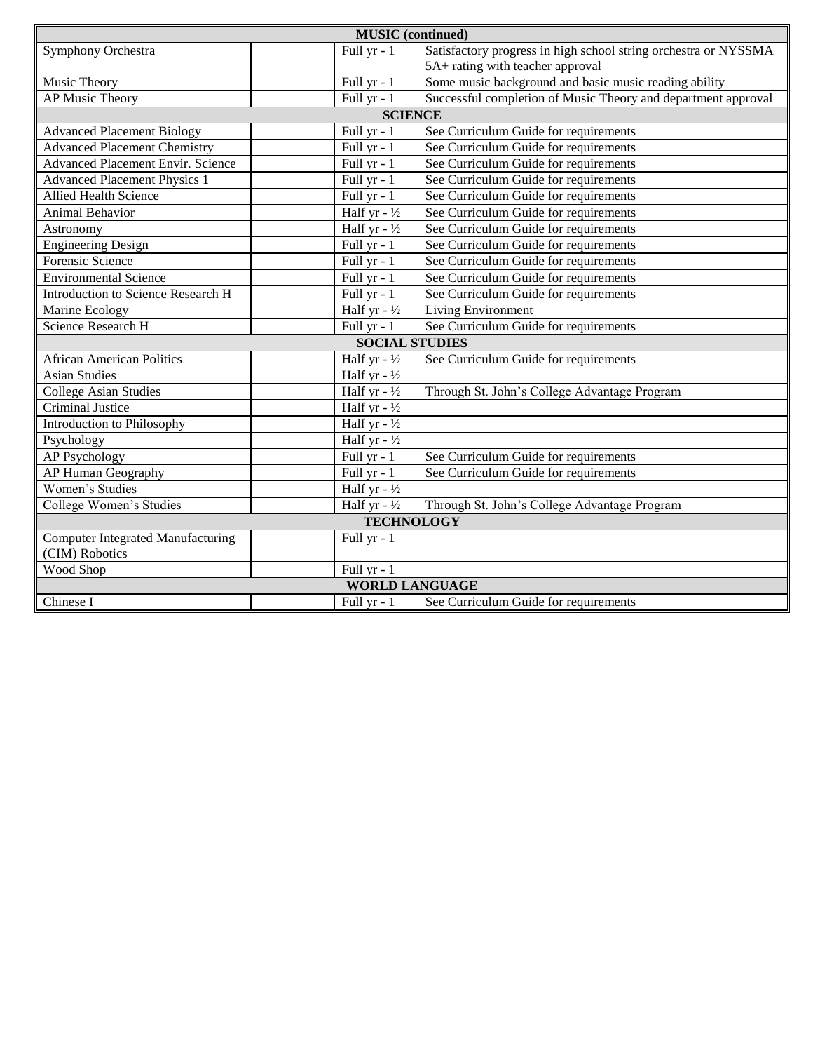| | | | |
|---|---|---|---|
| **MUSIC (continued)** | | | |
| Symphony Orchestra | | Full yr - 1 | Satisfactory progress in high school string orchestra or NYSSMA 5A+ rating with teacher approval |
| Music Theory | | Full yr - 1 | Some music background and basic music reading ability |
| AP Music Theory | | Full yr - 1 | Successful completion of Music Theory and department approval |
| **SCIENCE** | | | |
| Advanced Placement Biology | | Full yr - 1 | See Curriculum Guide for requirements |
| Advanced Placement Chemistry | | Full yr - 1 | See Curriculum Guide for requirements |
| Advanced Placement Envir. Science | | Full yr - 1 | See Curriculum Guide for requirements |
| Advanced Placement Physics 1 | | Full yr - 1 | See Curriculum Guide for requirements |
| Allied Health Science | | Full yr - 1 | See Curriculum Guide for requirements |
| Animal Behavior | | Half yr - ½ | See Curriculum Guide for requirements |
| Astronomy | | Half yr - ½ | See Curriculum Guide for requirements |
| Engineering Design | | Full yr - 1 | See Curriculum Guide for requirements |
| Forensic Science | | Full yr - 1 | See Curriculum Guide for requirements |
| Environmental Science | | Full yr - 1 | See Curriculum Guide for requirements |
| Introduction to Science Research H | | Full yr - 1 | See Curriculum Guide for requirements |
| Marine Ecology | | Half yr - ½ | Living Environment |
| Science Research H | | Full yr - 1 | See Curriculum Guide for requirements |
| **SOCIAL STUDIES** | | | |
| African American Politics | | Half yr - ½ | See Curriculum Guide for requirements |
| Asian Studies | | Half yr - ½ | |
| College Asian Studies | | Half yr - ½ | Through St. John's College Advantage Program |
| Criminal Justice | | Half yr - ½ | |
| Introduction to Philosophy | | Half yr - ½ | |
| Psychology | | Half yr - ½ | |
| AP Psychology | | Full yr - 1 | See Curriculum Guide for requirements |
| AP Human Geography | | Full yr - 1 | See Curriculum Guide for requirements |
| Women's Studies | | Half yr - ½ | |
| College Women's Studies | | Half yr - ½ | Through St. John's College Advantage Program |
| **TECHNOLOGY** | | | |
| Computer Integrated Manufacturing (CIM) Robotics | | Full yr - 1 | |
| Wood Shop | | Full yr - 1 | |
| **WORLD LANGUAGE** | | | |
| Chinese I | | Full yr - 1 | See Curriculum Guide for requirements |